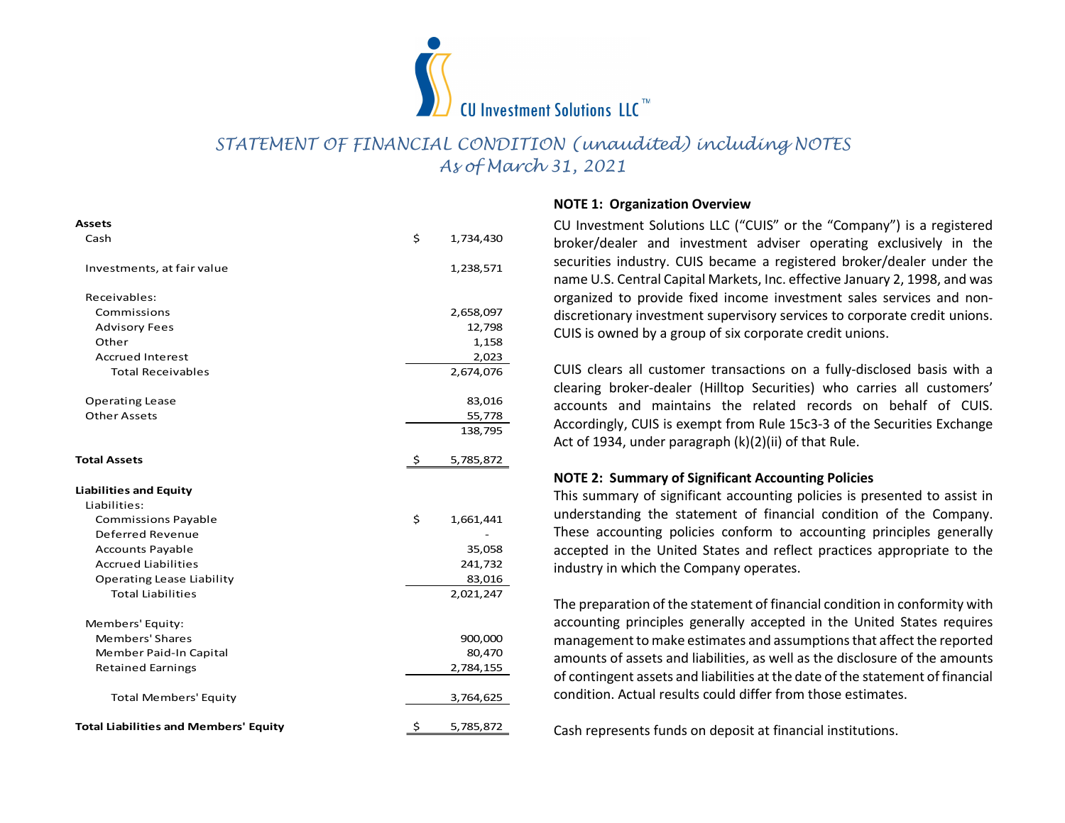CU Investment Solutions LLC™

# *STATEMENT OF FINANCIAL CONDITION (unaudited) including NOTES*

## *As of March 31, 2021*

| | | |
|---|---|---|
| **Assets** | | |
| Cash | $ | 1,734,430 |
| | | |
| Investments, at fair value | | 1,238,571 |
| | | |
| Receivables: | | |
| Commissions | | 2,658,097 |
| Advisory Fees | | 12,798 |
| Other | | 1,158 |
| Accrued Interest | | 2,023 |
| Total Receivables | | 2,674,076 |
| | | |
| Operating Lease | | 83,016 |
| Other Assets | | 55,778 |
| | | 138,795 |
| | | |
| **Total Assets** | $ | 5,785,872 |
| | | |
| **Liabilities and Equity** | | |
| Liabilities: | | |
| Commissions Payable | $ | 1,661,441 |
| Deferred Revenue | | - |
| Accounts Payable | | 35,058 |
| Accrued Liabilities | | 241,732 |
| Operating Lease Liability | | 83,016 |
| Total Liabilities | | 2,021,247 |
| | | |
| Members' Equity: | | |
| Members' Shares | | 900,000 |
| Member Paid-In Capital | | 80,470 |
| Retained Earnings | | 2,784,155 |
| | | |
| Total Members' Equity | | 3,764,625 |
| | | |
| **Total Liabilities and Members' Equity** | $ | 5,785,872 |

**NOTE 1: Organization Overview**

CU Investment Solutions LLC ("CUIS" or the "Company") is a registered broker/dealer and investment adviser operating exclusively in the securities industry. CUIS became a registered broker/dealer under the name U.S. Central Capital Markets, Inc. effective January 2, 1998, and was organized to provide fixed income investment sales services and non-discretionary investment supervisory services to corporate credit unions. CUIS is owned by a group of six corporate credit unions.

CUIS clears all customer transactions on a fully-disclosed basis with a clearing broker-dealer (Hilltop Securities) who carries all customers' accounts and maintains the related records on behalf of CUIS. Accordingly, CUIS is exempt from Rule 15c3-3 of the Securities Exchange Act of 1934, under paragraph (k)(2)(ii) of that Rule.

**NOTE 2: Summary of Significant Accounting Policies**

This summary of significant accounting policies is presented to assist in understanding the statement of financial condition of the Company. These accounting policies conform to accounting principles generally accepted in the United States and reflect practices appropriate to the industry in which the Company operates.

The preparation of the statement of financial condition in conformity with accounting principles generally accepted in the United States requires management to make estimates and assumptions that affect the reported amounts of assets and liabilities, as well as the disclosure of the amounts of contingent assets and liabilities at the date of the statement of financial condition. Actual results could differ from those estimates.

Cash represents funds on deposit at financial institutions.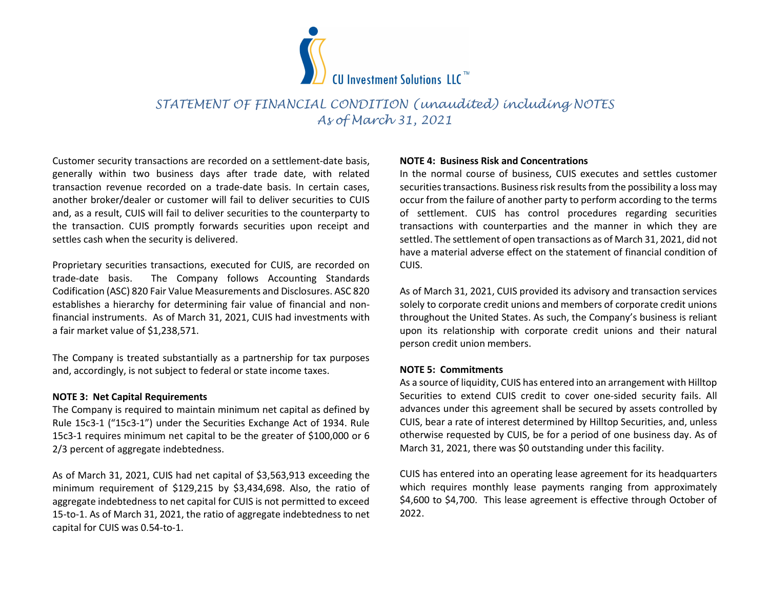CU Investment Solutions LLC™

*STATEMENT OF FINANCIAL CONDITION (unaudited) including NOTES*
*As of March 31, 2021*

Customer security transactions are recorded on a settlement-date basis, generally within two business days after trade date, with related transaction revenue recorded on a trade-date basis. In certain cases, another broker/dealer or customer will fail to deliver securities to CUIS and, as a result, CUIS will fail to deliver securities to the counterparty to the transaction. CUIS promptly forwards securities upon receipt and settles cash when the security is delivered.

Proprietary securities transactions, executed for CUIS, are recorded on trade-date basis. The Company follows Accounting Standards Codification (ASC) 820 Fair Value Measurements and Disclosures. ASC 820 establishes a hierarchy for determining fair value of financial and non-financial instruments. As of March 31, 2021, CUIS had investments with a fair market value of $1,238,571.

The Company is treated substantially as a partnership for tax purposes and, accordingly, is not subject to federal or state income taxes.

**NOTE 3: Net Capital Requirements**

The Company is required to maintain minimum net capital as defined by Rule 15c3-1 ("15c3-1") under the Securities Exchange Act of 1934. Rule 15c3-1 requires minimum net capital to be the greater of $100,000 or 6 2/3 percent of aggregate indebtedness.

As of March 31, 2021, CUIS had net capital of $3,563,913 exceeding the minimum requirement of $129,215 by $3,434,698. Also, the ratio of aggregate indebtedness to net capital for CUIS is not permitted to exceed 15-to-1. As of March 31, 2021, the ratio of aggregate indebtedness to net capital for CUIS was 0.54-to-1.

**NOTE 4: Business Risk and Concentrations**

In the normal course of business, CUIS executes and settles customer securities transactions. Business risk results from the possibility a loss may occur from the failure of another party to perform according to the terms of settlement. CUIS has control procedures regarding securities transactions with counterparties and the manner in which they are settled. The settlement of open transactions as of March 31, 2021, did not have a material adverse effect on the statement of financial condition of CUIS.

As of March 31, 2021, CUIS provided its advisory and transaction services solely to corporate credit unions and members of corporate credit unions throughout the United States. As such, the Company's business is reliant upon its relationship with corporate credit unions and their natural person credit union members.

**NOTE 5: Commitments**

As a source of liquidity, CUIS has entered into an arrangement with Hilltop Securities to extend CUIS credit to cover one-sided security fails. All advances under this agreement shall be secured by assets controlled by CUIS, bear a rate of interest determined by Hilltop Securities, and, unless otherwise requested by CUIS, be for a period of one business day. As of March 31, 2021, there was $0 outstanding under this facility.

CUIS has entered into an operating lease agreement for its headquarters which requires monthly lease payments ranging from approximately $4,600 to $4,700. This lease agreement is effective through October of 2022.